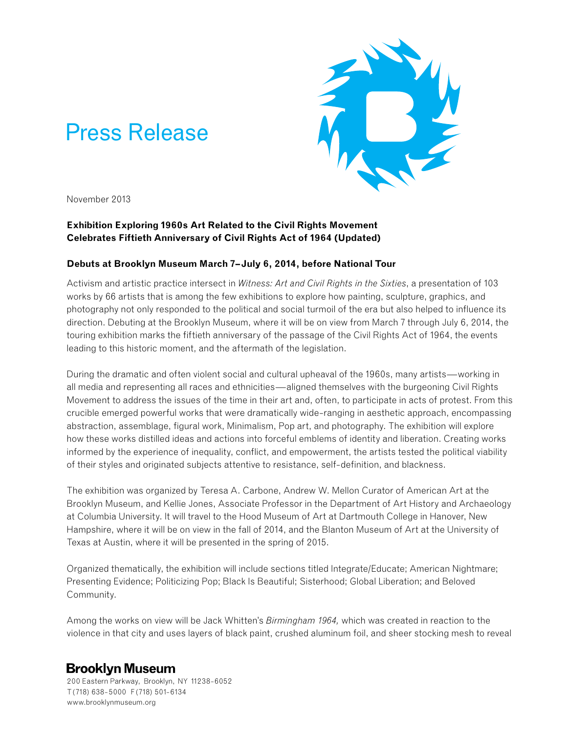# Press Release

November 2013

**Exhibition Exploring 1960s Art Related to the Civil Rights Movement Celebrates Fiftieth Anniversary of Civil Rights Act of 1964 (Updated)**

**Debuts at Brooklyn Museum March 7–July 6, 2014, before National Tour**

Activism and artistic practice intersect in *Witness: Art and Civil Rights in the Sixties*, a presentation of 103 works by 66 artists that is among the few exhibitions to explore how painting, sculpture, graphics, and photography not only responded to the political and social turmoil of the era but also helped to influence its direction. Debuting at the Brooklyn Museum, where it will be on view from March 7 through July 6, 2014, the touring exhibition marks the fiftieth anniversary of the passage of the Civil Rights Act of 1964, the events leading to this historic moment, and the aftermath of the legislation.

During the dramatic and often violent social and cultural upheaval of the 1960s, many artists—working in all media and representing all races and ethnicities—aligned themselves with the burgeoning Civil Rights Movement to address the issues of the time in their art and, often, to participate in acts of protest. From this crucible emerged powerful works that were dramatically wide-ranging in aesthetic approach, encompassing abstraction, assemblage, figural work, Minimalism, Pop art, and photography. The exhibition will explore how these works distilled ideas and actions into forceful emblems of identity and liberation. Creating works informed by the experience of inequality, conflict, and empowerment, the artists tested the political viability of their styles and originated subjects attentive to resistance, self-definition, and blackness.

The exhibition was organized by Teresa A. Carbone, Andrew W. Mellon Curator of American Art at the Brooklyn Museum, and Kellie Jones, Associate Professor in the Department of Art History and Archaeology at Columbia University. It will travel to the Hood Museum of Art at Dartmouth College in Hanover, New Hampshire, where it will be on view in the fall of 2014, and the Blanton Museum of Art at the University of Texas at Austin, where it will be presented in the spring of 2015.

Organized thematically, the exhibition will include sections titled Integrate/Educate; American Nightmare; Presenting Evidence; Politicizing Pop; Black Is Beautiful; Sisterhood; Global Liberation; and Beloved Community.

Among the works on view will be Jack Whitten's *Birmingham 1964,* which was created in reaction to the violence in that city and uses layers of black paint, crushed aluminum foil, and sheer stocking mesh to reveal

**Brooklyn Museum**
200 Eastern Parkway, Brooklyn, NY 11238-6052
T (718) 638-5000 F (718) 501-6134
www.brooklynmuseum.org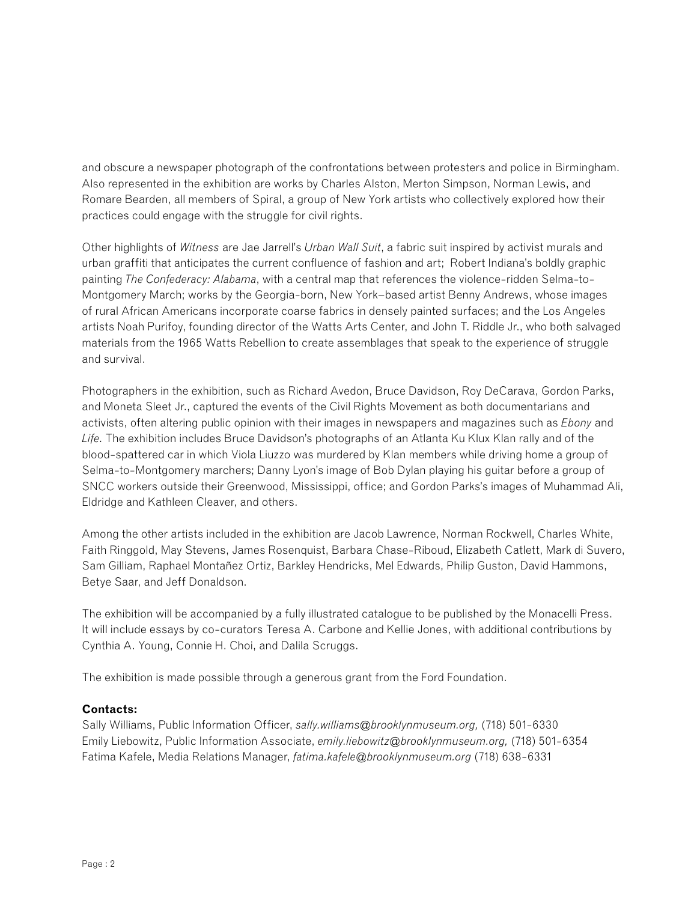and obscure a newspaper photograph of the confrontations between protesters and police in Birmingham. Also represented in the exhibition are works by Charles Alston, Merton Simpson, Norman Lewis, and Romare Bearden, all members of Spiral, a group of New York artists who collectively explored how their practices could engage with the struggle for civil rights.

Other highlights of *Witness* are Jae Jarrell's *Urban Wall Suit*, a fabric suit inspired by activist murals and urban graffiti that anticipates the current confluence of fashion and art; Robert Indiana's boldly graphic painting *The Confederacy: Alabama*, with a central map that references the violence-ridden Selma-to-Montgomery March; works by the Georgia-born, New York–based artist Benny Andrews, whose images of rural African Americans incorporate coarse fabrics in densely painted surfaces; and the Los Angeles artists Noah Purifoy, founding director of the Watts Arts Center, and John T. Riddle Jr., who both salvaged materials from the 1965 Watts Rebellion to create assemblages that speak to the experience of struggle and survival.

Photographers in the exhibition, such as Richard Avedon, Bruce Davidson, Roy DeCarava, Gordon Parks, and Moneta Sleet Jr., captured the events of the Civil Rights Movement as both documentarians and activists, often altering public opinion with their images in newspapers and magazines such as *Ebony* and *Life.* The exhibition includes Bruce Davidson's photographs of an Atlanta Ku Klux Klan rally and of the blood-spattered car in which Viola Liuzzo was murdered by Klan members while driving home a group of Selma-to-Montgomery marchers; Danny Lyon's image of Bob Dylan playing his guitar before a group of SNCC workers outside their Greenwood, Mississippi, office; and Gordon Parks's images of Muhammad Ali, Eldridge and Kathleen Cleaver, and others.

Among the other artists included in the exhibition are Jacob Lawrence, Norman Rockwell, Charles White, Faith Ringgold, May Stevens, James Rosenquist, Barbara Chase-Riboud, Elizabeth Catlett, Mark di Suvero, Sam Gilliam, Raphael Montañez Ortiz, Barkley Hendricks, Mel Edwards, Philip Guston, David Hammons, Betye Saar, and Jeff Donaldson.

The exhibition will be accompanied by a fully illustrated catalogue to be published by the Monacelli Press. It will include essays by co-curators Teresa A. Carbone and Kellie Jones, with additional contributions by Cynthia A. Young, Connie H. Choi, and Dalila Scruggs.

The exhibition is made possible through a generous grant from the Ford Foundation.

**Contacts:**
Sally Williams, Public Information Officer, *sally.williams@brooklynmuseum.org,* (718) 501-6330
Emily Liebowitz, Public Information Associate, *emily.liebowitz@brooklynmuseum.org,* (718) 501-6354
Fatima Kafele, Media Relations Manager, *fatima.kafele@brooklynmuseum.org* (718) 638-6331